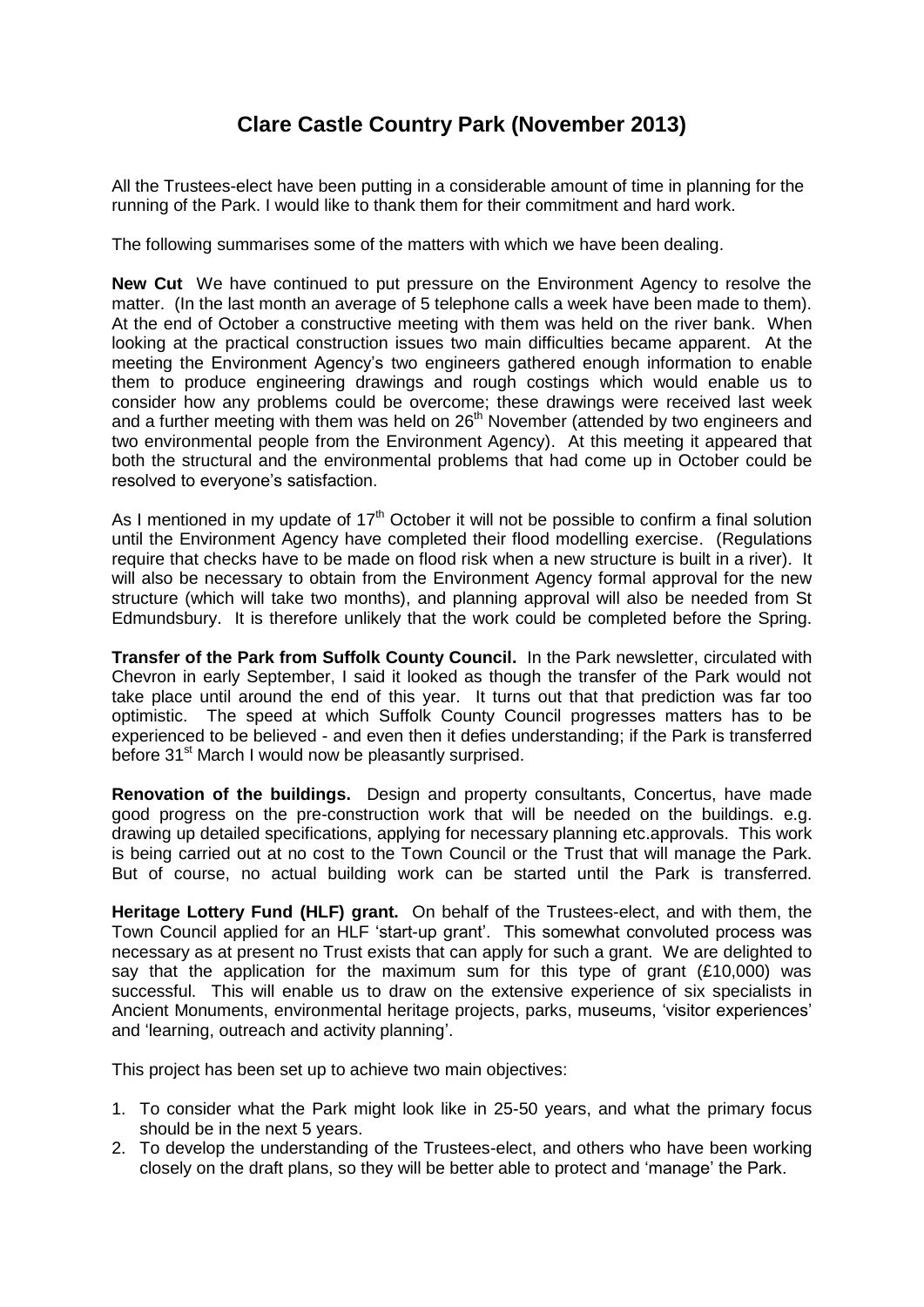# Clare Castle Country Park (November 2013)

All the Trustees-elect have been putting in a considerable amount of time in planning for the running of the Park. I would like to thank them for their commitment and hard work.

The following summarises some of the matters with which we have been dealing.

**New Cut** We have continued to put pressure on the Environment Agency to resolve the matter. (In the last month an average of 5 telephone calls a week have been made to them). At the end of October a constructive meeting with them was held on the river bank. When looking at the practical construction issues two main difficulties became apparent. At the meeting the Environment Agency's two engineers gathered enough information to enable them to produce engineering drawings and rough costings which would enable us to consider how any problems could be overcome; these drawings were received last week and a further meeting with them was held on 26th November (attended by two engineers and two environmental people from the Environment Agency). At this meeting it appeared that both the structural and the environmental problems that had come up in October could be resolved to everyone's satisfaction.

As I mentioned in my update of 17th October it will not be possible to confirm a final solution until the Environment Agency have completed their flood modelling exercise. (Regulations require that checks have to be made on flood risk when a new structure is built in a river). It will also be necessary to obtain from the Environment Agency formal approval for the new structure (which will take two months), and planning approval will also be needed from St Edmundsbury. It is therefore unlikely that the work could be completed before the Spring.

**Transfer of the Park from Suffolk County Council.** In the Park newsletter, circulated with Chevron in early September, I said it looked as though the transfer of the Park would not take place until around the end of this year. It turns out that that prediction was far too optimistic. The speed at which Suffolk County Council progresses matters has to be experienced to be believed - and even then it defies understanding; if the Park is transferred before 31st March I would now be pleasantly surprised.

**Renovation of the buildings.** Design and property consultants, Concertus, have made good progress on the pre-construction work that will be needed on the buildings. e.g. drawing up detailed specifications, applying for necessary planning etc.approvals. This work is being carried out at no cost to the Town Council or the Trust that will manage the Park. But of course, no actual building work can be started until the Park is transferred.

**Heritage Lottery Fund (HLF) grant.** On behalf of the Trustees-elect, and with them, the Town Council applied for an HLF 'start-up grant'. This somewhat convoluted process was necessary as at present no Trust exists that can apply for such a grant. We are delighted to say that the application for the maximum sum for this type of grant (£10,000) was successful. This will enable us to draw on the extensive experience of six specialists in Ancient Monuments, environmental heritage projects, parks, museums, 'visitor experiences' and 'learning, outreach and activity planning'.

This project has been set up to achieve two main objectives:

1. To consider what the Park might look like in 25-50 years, and what the primary focus should be in the next 5 years.
2. To develop the understanding of the Trustees-elect, and others who have been working closely on the draft plans, so they will be better able to protect and 'manage' the Park.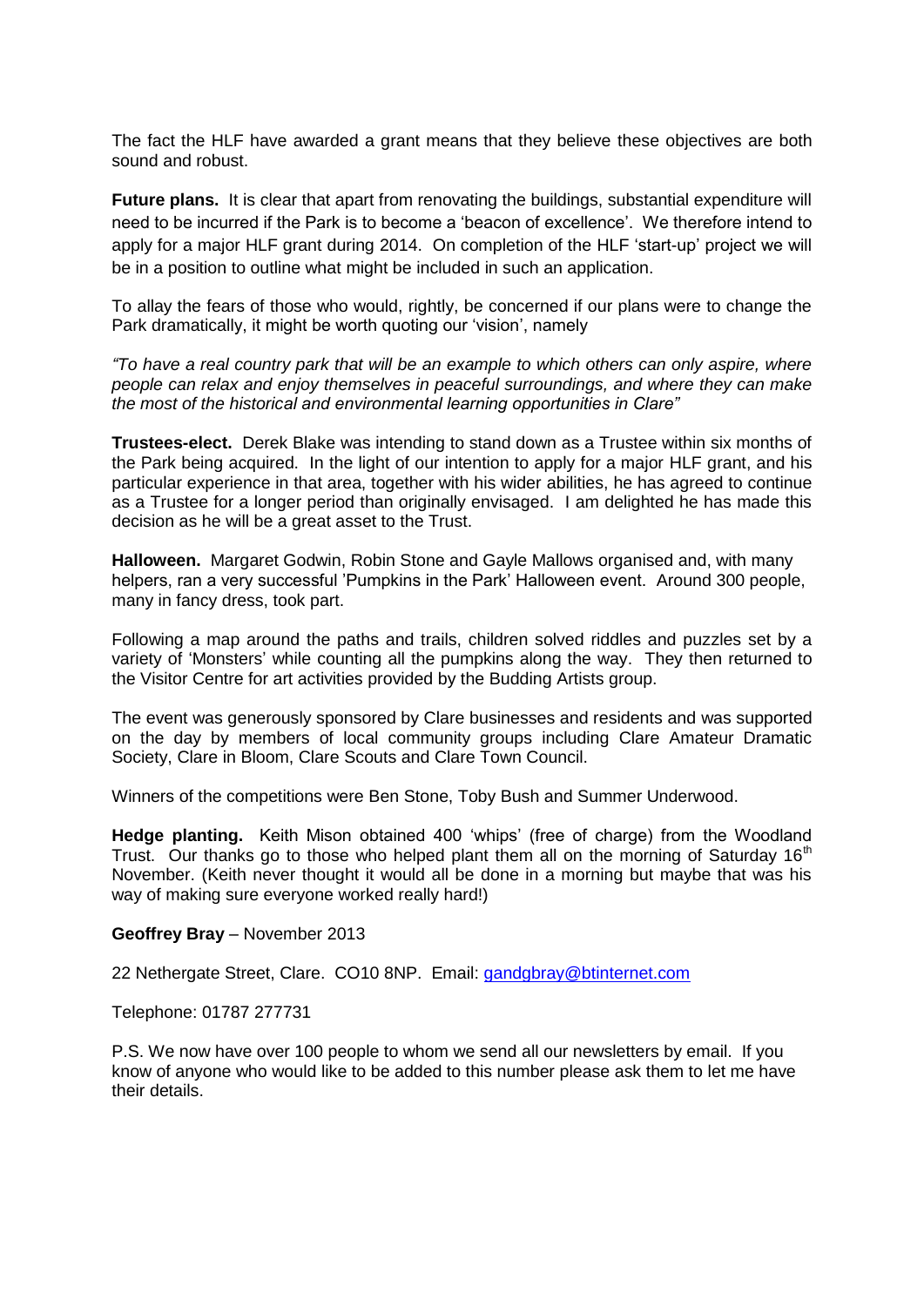The fact the HLF have awarded a grant means that they believe these objectives are both sound and robust.

**Future plans.** It is clear that apart from renovating the buildings, substantial expenditure will need to be incurred if the Park is to become a 'beacon of excellence'. We therefore intend to apply for a major HLF grant during 2014. On completion of the HLF 'start-up' project we will be in a position to outline what might be included in such an application.

To allay the fears of those who would, rightly, be concerned if our plans were to change the Park dramatically, it might be worth quoting our 'vision', namely

*"To have a real country park that will be an example to which others can only aspire, where people can relax and enjoy themselves in peaceful surroundings, and where they can make the most of the historical and environmental learning opportunities in Clare"*

**Trustees-elect.** Derek Blake was intending to stand down as a Trustee within six months of the Park being acquired. In the light of our intention to apply for a major HLF grant, and his particular experience in that area, together with his wider abilities, he has agreed to continue as a Trustee for a longer period than originally envisaged. I am delighted he has made this decision as he will be a great asset to the Trust.

**Halloween.** Margaret Godwin, Robin Stone and Gayle Mallows organised and, with many helpers, ran a very successful 'Pumpkins in the Park' Halloween event. Around 300 people, many in fancy dress, took part.

Following a map around the paths and trails, children solved riddles and puzzles set by a variety of 'Monsters' while counting all the pumpkins along the way. They then returned to the Visitor Centre for art activities provided by the Budding Artists group.

The event was generously sponsored by Clare businesses and residents and was supported on the day by members of local community groups including Clare Amateur Dramatic Society, Clare in Bloom, Clare Scouts and Clare Town Council.

Winners of the competitions were Ben Stone, Toby Bush and Summer Underwood.

**Hedge planting.** Keith Mison obtained 400 'whips' (free of charge) from the Woodland Trust. Our thanks go to those who helped plant them all on the morning of Saturday 16th November. (Keith never thought it would all be done in a morning but maybe that was his way of making sure everyone worked really hard!)

**Geoffrey Bray** – November 2013

22 Nethergate Street, Clare. CO10 8NP. Email: gandgbray@btinternet.com

Telephone: 01787 277731

P.S. We now have over 100 people to whom we send all our newsletters by email. If you know of anyone who would like to be added to this number please ask them to let me have their details.